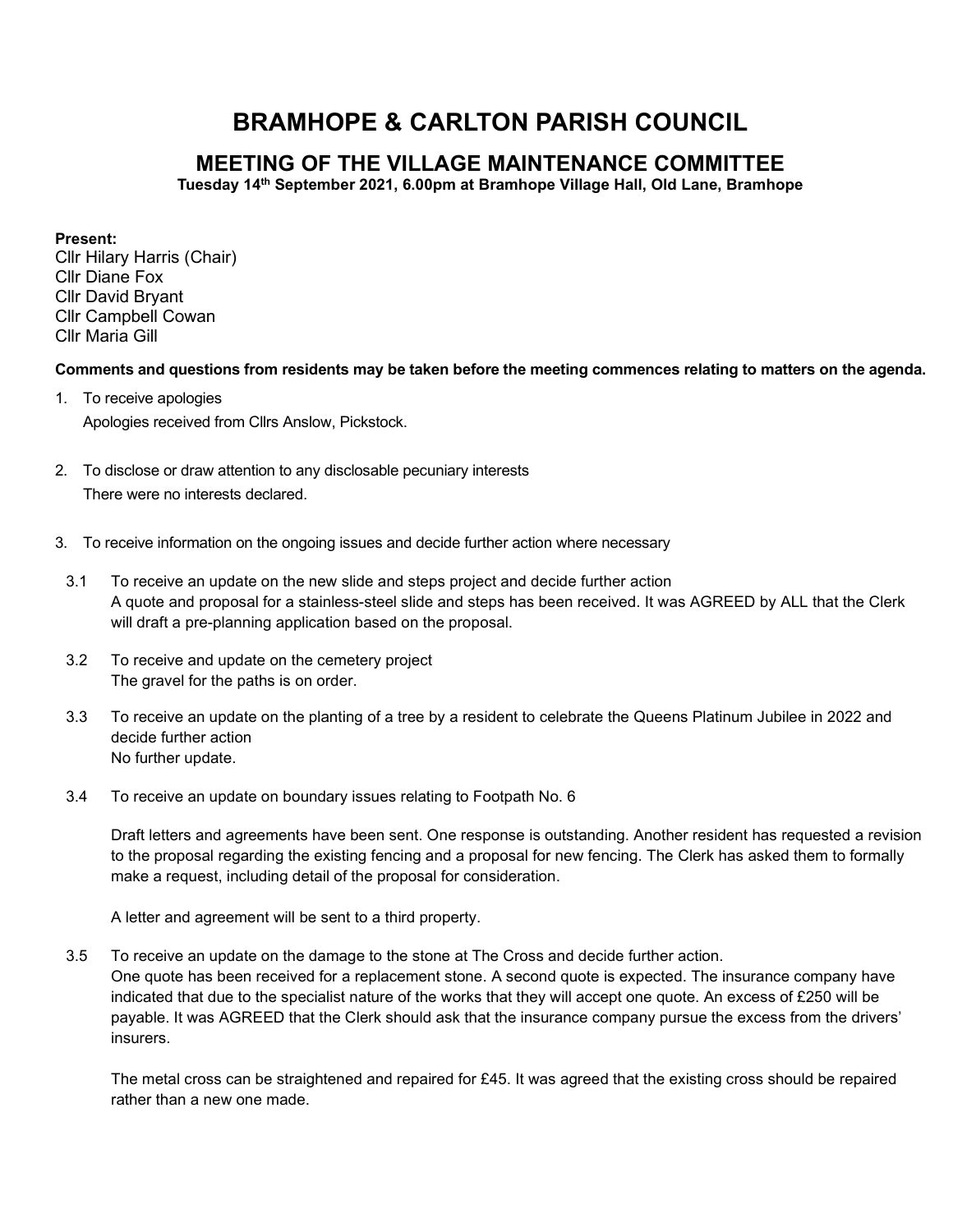# BRAMHOPE & CARLTON PARISH COUNCIL

## MEETING OF THE VILLAGE MAINTENANCE COMMITTEE

**Tuesday 14th September 2021, 6.00pm at Bramhope Village Hall, Old Lane, Bramhope**

**Present:**
Cllr Hilary Harris (Chair)
Cllr Diane Fox
Cllr David Bryant
Cllr Campbell Cowan
Cllr Maria Gill

**Comments and questions from residents may be taken before the meeting commences relating to matters on the agenda.**

1. To receive apologies
   Apologies received from Cllrs Anslow, Pickstock.

2. To disclose or draw attention to any disclosable pecuniary interests
   There were no interests declared.

3. To receive information on the ongoing issues and decide further action where necessary

   3.1 To receive an update on the new slide and steps project and decide further action
   A quote and proposal for a stainless-steel slide and steps has been received. It was AGREED by ALL that the Clerk will draft a pre-planning application based on the proposal.

   3.2 To receive and update on the cemetery project
   The gravel for the paths is on order.

   3.3 To receive an update on the planting of a tree by a resident to celebrate the Queens Platinum Jubilee in 2022 and decide further action
   No further update.

   3.4 To receive an update on boundary issues relating to Footpath No. 6

   Draft letters and agreements have been sent. One response is outstanding. Another resident has requested a revision to the proposal regarding the existing fencing and a proposal for new fencing. The Clerk has asked them to formally make a request, including detail of the proposal for consideration.

   A letter and agreement will be sent to a third property.

   3.5 To receive an update on the damage to the stone at The Cross and decide further action.
   One quote has been received for a replacement stone. A second quote is expected. The insurance company have indicated that due to the specialist nature of the works that they will accept one quote. An excess of £250 will be payable. It was AGREED that the Clerk should ask that the insurance company pursue the excess from the drivers' insurers.

   The metal cross can be straightened and repaired for £45. It was agreed that the existing cross should be repaired rather than a new one made.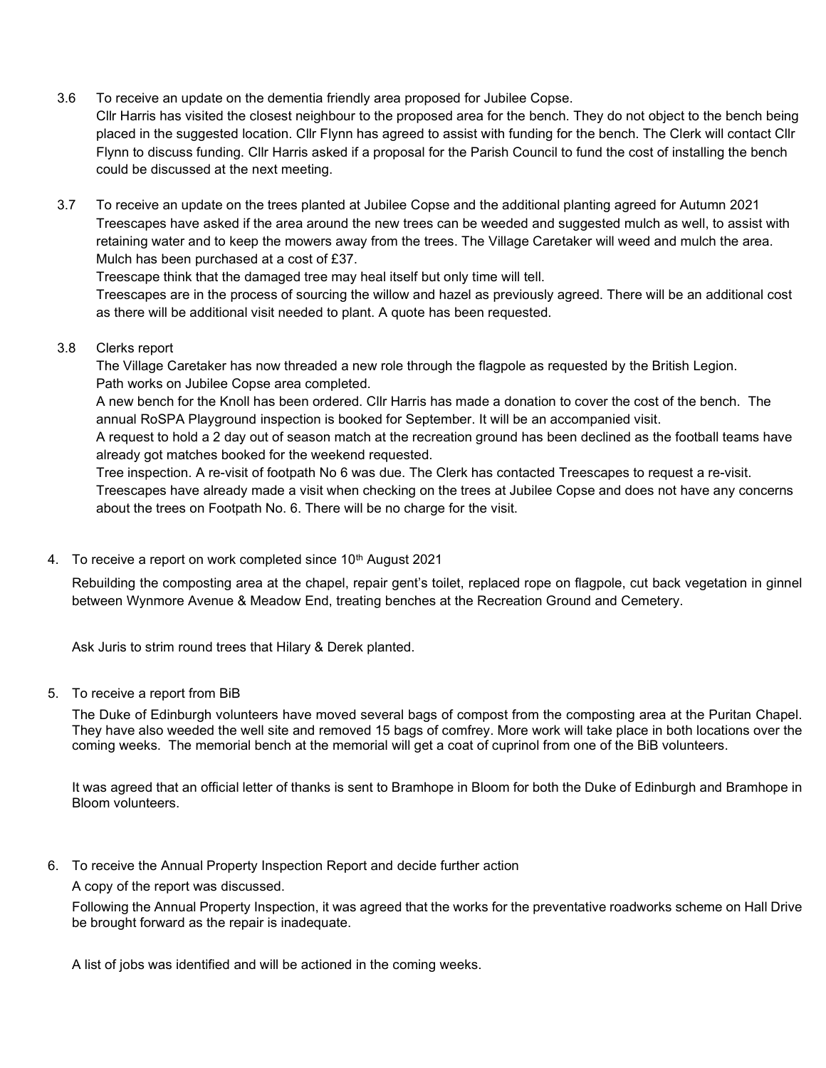3.6 To receive an update on the dementia friendly area proposed for Jubilee Copse.

Cllr Harris has visited the closest neighbour to the proposed area for the bench. They do not object to the bench being placed in the suggested location. Cllr Flynn has agreed to assist with funding for the bench. The Clerk will contact Cllr Flynn to discuss funding. Cllr Harris asked if a proposal for the Parish Council to fund the cost of installing the bench could be discussed at the next meeting.

3.7 To receive an update on the trees planted at Jubilee Copse and the additional planting agreed for Autumn 2021

Treescapes have asked if the area around the new trees can be weeded and suggested mulch as well, to assist with retaining water and to keep the mowers away from the trees. The Village Caretaker will weed and mulch the area. Mulch has been purchased at a cost of £37.

Treescape think that the damaged tree may heal itself but only time will tell.

Treescapes are in the process of sourcing the willow and hazel as previously agreed. There will be an additional cost as there will be additional visit needed to plant. A quote has been requested.

3.8 Clerks report

The Village Caretaker has now threaded a new role through the flagpole as requested by the British Legion.

Path works on Jubilee Copse area completed.

A new bench for the Knoll has been ordered. Cllr Harris has made a donation to cover the cost of the bench. The annual RoSPA Playground inspection is booked for September. It will be an accompanied visit.

A request to hold a 2 day out of season match at the recreation ground has been declined as the football teams have already got matches booked for the weekend requested.

Tree inspection. A re-visit of footpath No 6 was due. The Clerk has contacted Treescapes to request a re-visit. Treescapes have already made a visit when checking on the trees at Jubilee Copse and does not have any concerns about the trees on Footpath No. 6. There will be no charge for the visit.

4. To receive a report on work completed since 10th August 2021

Rebuilding the composting area at the chapel, repair gent's toilet, replaced rope on flagpole, cut back vegetation in ginnel between Wynmore Avenue & Meadow End, treating benches at the Recreation Ground and Cemetery.

Ask Juris to strim round trees that Hilary & Derek planted.

5. To receive a report from BiB

The Duke of Edinburgh volunteers have moved several bags of compost from the composting area at the Puritan Chapel. They have also weeded the well site and removed 15 bags of comfrey. More work will take place in both locations over the coming weeks. The memorial bench at the memorial will get a coat of cuprinol from one of the BiB volunteers.

It was agreed that an official letter of thanks is sent to Bramhope in Bloom for both the Duke of Edinburgh and Bramhope in Bloom volunteers.

6. To receive the Annual Property Inspection Report and decide further action

A copy of the report was discussed.

Following the Annual Property Inspection, it was agreed that the works for the preventative roadworks scheme on Hall Drive be brought forward as the repair is inadequate.

A list of jobs was identified and will be actioned in the coming weeks.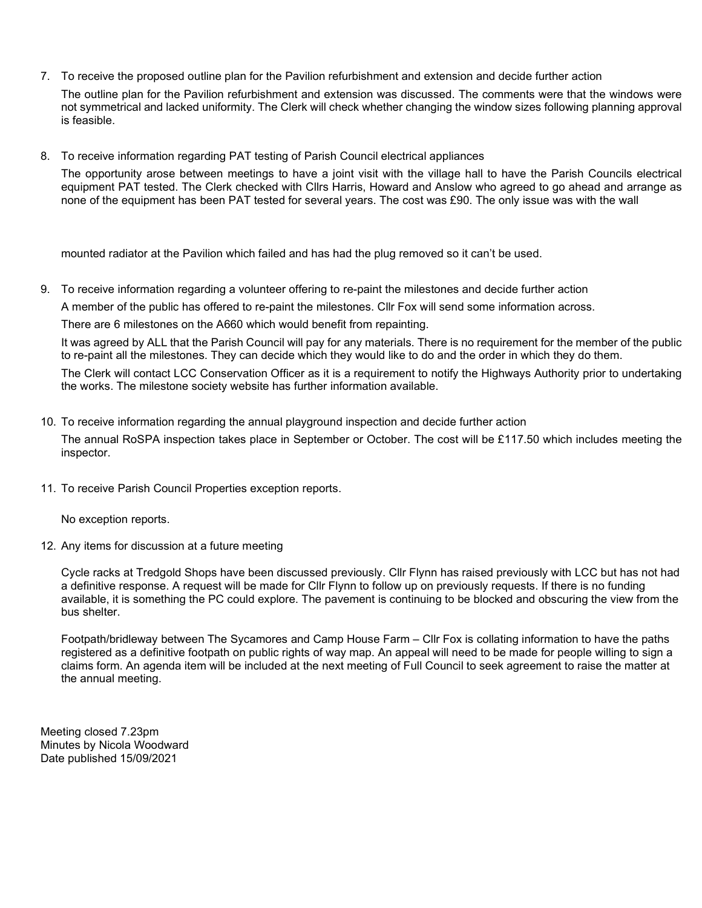7. To receive the proposed outline plan for the Pavilion refurbishment and extension and decide further action

   The outline plan for the Pavilion refurbishment and extension was discussed. The comments were that the windows were not symmetrical and lacked uniformity. The Clerk will check whether changing the window sizes following planning approval is feasible.

8. To receive information regarding PAT testing of Parish Council electrical appliances

   The opportunity arose between meetings to have a joint visit with the village hall to have the Parish Councils electrical equipment PAT tested. The Clerk checked with Cllrs Harris, Howard and Anslow who agreed to go ahead and arrange as none of the equipment has been PAT tested for several years. The cost was £90. The only issue was with the wall mounted radiator at the Pavilion which failed and has had the plug removed so it can't be used.

9. To receive information regarding a volunteer offering to re-paint the milestones and decide further action

   A member of the public has offered to re-paint the milestones. Cllr Fox will send some information across.

   There are 6 milestones on the A660 which would benefit from repainting.

   It was agreed by ALL that the Parish Council will pay for any materials. There is no requirement for the member of the public to re-paint all the milestones. They can decide which they would like to do and the order in which they do them.

   The Clerk will contact LCC Conservation Officer as it is a requirement to notify the Highways Authority prior to undertaking the works. The milestone society website has further information available.

10. To receive information regarding the annual playground inspection and decide further action

    The annual RoSPA inspection takes place in September or October. The cost will be £117.50 which includes meeting the inspector.

11. To receive Parish Council Properties exception reports.

    No exception reports.

12. Any items for discussion at a future meeting

    Cycle racks at Tredgold Shops have been discussed previously. Cllr Flynn has raised previously with LCC but has not had a definitive response. A request will be made for Cllr Flynn to follow up on previously requests. If there is no funding available, it is something the PC could explore. The pavement is continuing to be blocked and obscuring the view from the bus shelter.

    Footpath/bridleway between The Sycamores and Camp House Farm – Cllr Fox is collating information to have the paths registered as a definitive footpath on public rights of way map. An appeal will need to be made for people willing to sign a claims form. An agenda item will be included at the next meeting of Full Council to seek agreement to raise the matter at the annual meeting.

Meeting closed 7.23pm
Minutes by Nicola Woodward
Date published 15/09/2021